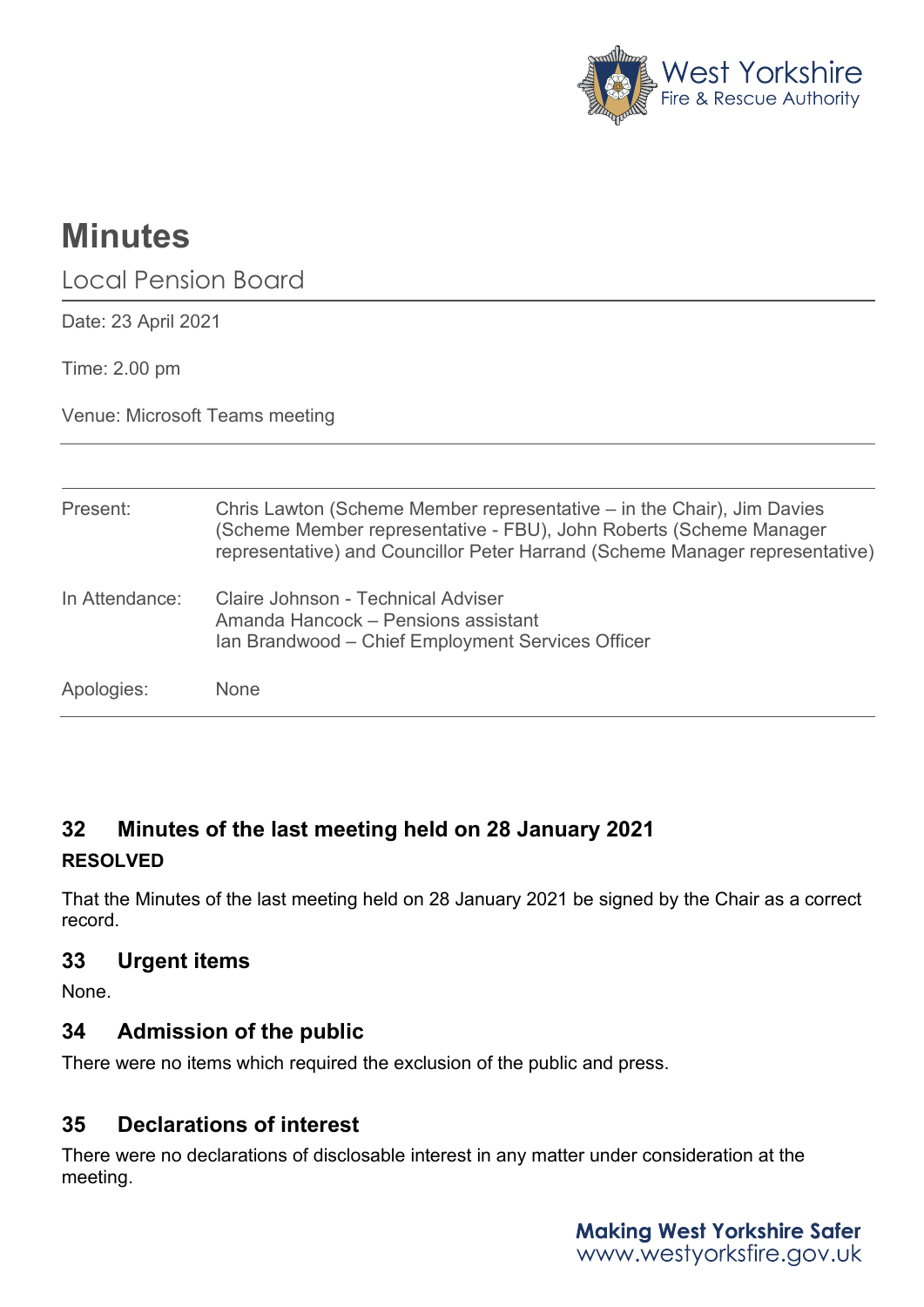# Minutes

Local Pension Board

Date: 23 April 2021

Time: 2.00 pm

Venue: Microsoft Teams meeting

| | |
|---|---|
| Present: | Chris Lawton (Scheme Member representative – in the Chair), Jim Davies (Scheme Member representative - FBU), John Roberts (Scheme Manager representative) and Councillor Peter Harrand (Scheme Manager representative) |
| In Attendance: | Claire Johnson - Technical Adviser<br>Amanda Hancock – Pensions assistant<br>Ian Brandwood – Chief Employment Services Officer |
| Apologies: | None |

## 32 Minutes of the last meeting held on 28 January 2021

**RESOLVED**

That the Minutes of the last meeting held on 28 January 2021 be signed by the Chair as a correct record.

## 33 Urgent items

None.

## 34 Admission of the public

There were no items which required the exclusion of the public and press.

## 35 Declarations of interest

There were no declarations of disclosable interest in any matter under consideration at the meeting.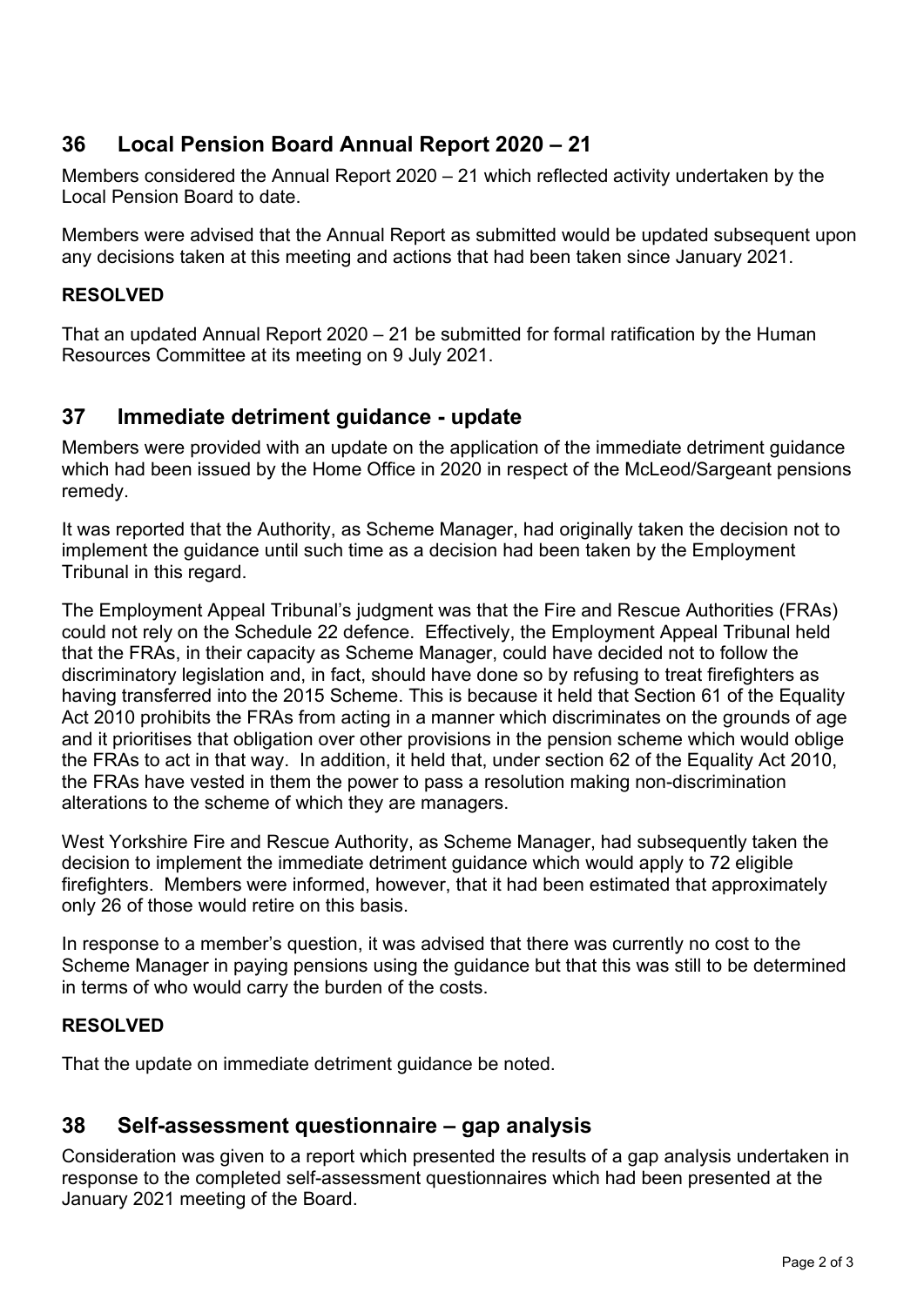## 36 Local Pension Board Annual Report 2020 – 21

Members considered the Annual Report 2020 – 21 which reflected activity undertaken by the Local Pension Board to date.

Members were advised that the Annual Report as submitted would be updated subsequent upon any decisions taken at this meeting and actions that had been taken since January 2021.

**RESOLVED**

That an updated Annual Report 2020 – 21 be submitted for formal ratification by the Human Resources Committee at its meeting on 9 July 2021.

## 37 Immediate detriment guidance - update

Members were provided with an update on the application of the immediate detriment guidance which had been issued by the Home Office in 2020 in respect of the McLeod/Sargeant pensions remedy.

It was reported that the Authority, as Scheme Manager, had originally taken the decision not to implement the guidance until such time as a decision had been taken by the Employment Tribunal in this regard.

The Employment Appeal Tribunal's judgment was that the Fire and Rescue Authorities (FRAs) could not rely on the Schedule 22 defence. Effectively, the Employment Appeal Tribunal held that the FRAs, in their capacity as Scheme Manager, could have decided not to follow the discriminatory legislation and, in fact, should have done so by refusing to treat firefighters as having transferred into the 2015 Scheme. This is because it held that Section 61 of the Equality Act 2010 prohibits the FRAs from acting in a manner which discriminates on the grounds of age and it prioritises that obligation over other provisions in the pension scheme which would oblige the FRAs to act in that way. In addition, it held that, under section 62 of the Equality Act 2010, the FRAs have vested in them the power to pass a resolution making non-discrimination alterations to the scheme of which they are managers.

West Yorkshire Fire and Rescue Authority, as Scheme Manager, had subsequently taken the decision to implement the immediate detriment guidance which would apply to 72 eligible firefighters. Members were informed, however, that it had been estimated that approximately only 26 of those would retire on this basis.

In response to a member's question, it was advised that there was currently no cost to the Scheme Manager in paying pensions using the guidance but that this was still to be determined in terms of who would carry the burden of the costs.

**RESOLVED**

That the update on immediate detriment guidance be noted.

## 38 Self-assessment questionnaire – gap analysis

Consideration was given to a report which presented the results of a gap analysis undertaken in response to the completed self-assessment questionnaires which had been presented at the January 2021 meeting of the Board.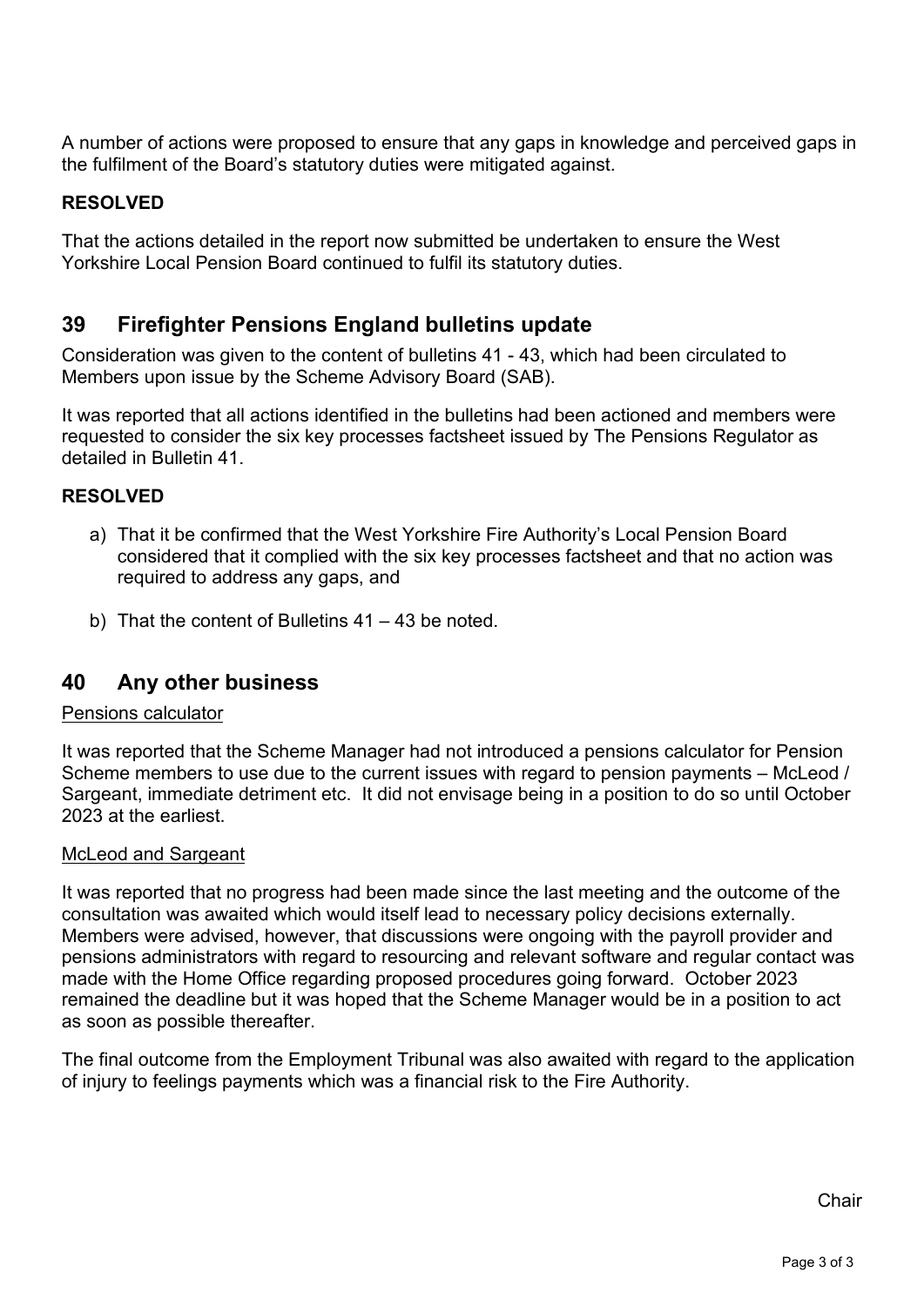A number of actions were proposed to ensure that any gaps in knowledge and perceived gaps in the fulfilment of the Board's statutory duties were mitigated against.

**RESOLVED**

That the actions detailed in the report now submitted be undertaken to ensure the West Yorkshire Local Pension Board continued to fulfil its statutory duties.

## 39 Firefighter Pensions England bulletins update

Consideration was given to the content of bulletins 41 - 43, which had been circulated to Members upon issue by the Scheme Advisory Board (SAB).

It was reported that all actions identified in the bulletins had been actioned and members were requested to consider the six key processes factsheet issued by The Pensions Regulator as detailed in Bulletin 41.

**RESOLVED**

a) That it be confirmed that the West Yorkshire Fire Authority's Local Pension Board considered that it complied with the six key processes factsheet and that no action was required to address any gaps, and

b) That the content of Bulletins 41 – 43 be noted.

## 40 Any other business

Pensions calculator

It was reported that the Scheme Manager had not introduced a pensions calculator for Pension Scheme members to use due to the current issues with regard to pension payments – McLeod / Sargeant, immediate detriment etc. It did not envisage being in a position to do so until October 2023 at the earliest.

McLeod and Sargeant

It was reported that no progress had been made since the last meeting and the outcome of the consultation was awaited which would itself lead to necessary policy decisions externally. Members were advised, however, that discussions were ongoing with the payroll provider and pensions administrators with regard to resourcing and relevant software and regular contact was made with the Home Office regarding proposed procedures going forward. October 2023 remained the deadline but it was hoped that the Scheme Manager would be in a position to act as soon as possible thereafter.

The final outcome from the Employment Tribunal was also awaited with regard to the application of injury to feelings payments which was a financial risk to the Fire Authority.

Chair